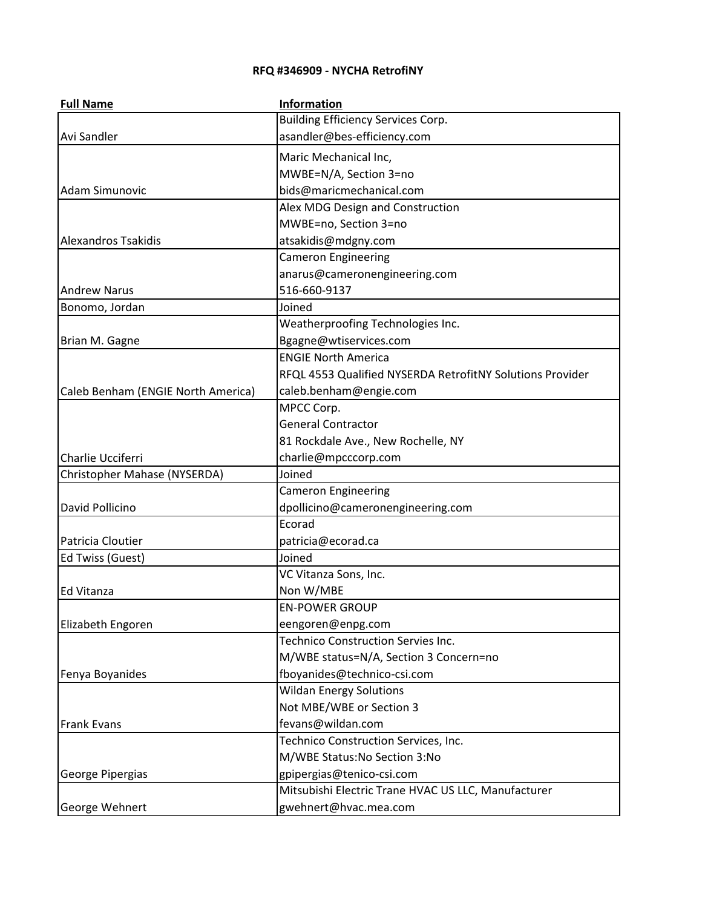**RFQ #346909 - NYCHA RetrofiNY**

| **Full Name** | **Information** |
| --- | --- |
| Avi Sandler | Building Efficiency Services Corp.<br>asandler@bes-efficiency.com |
| Adam Simunovic | Maric Mechanical Inc,<br>MWBE=N/A, Section 3=no<br>bids@maricmechanical.com |
| Alexandros Tsakidis | Alex MDG Design and Construction<br>MWBE=no, Section 3=no<br>atsakidis@mdgny.com |
| Andrew Narus | Cameron Engineering<br>anarus@cameronengineering.com<br>516-660-9137 |
| Bonomo, Jordan | Joined |
| Brian M. Gagne | Weatherproofing Technologies Inc.<br>Bgagne@wtiservices.com |
| Caleb Benham (ENGIE North America) | ENGIE North America<br>RFQL 4553 Qualified NYSERDA RetrofitNY Solutions Provider<br>caleb.benham@engie.com |
| Charlie Ucciferri | MPCC Corp.<br>General Contractor<br>81 Rockdale Ave., New Rochelle, NY<br>charlie@mpcccorp.com |
| Christopher Mahase (NYSERDA) | Joined |
| David Pollicino | Cameron Engineering<br>dpollicino@cameronengineering.com |
| Patricia Cloutier | Ecorad<br>patricia@ecorad.ca |
| Ed Twiss (Guest) | Joined |
| Ed Vitanza | VC Vitanza Sons, Inc.<br>Non W/MBE |
| Elizabeth Engoren | EN-POWER GROUP<br>eengoren@enpg.com |
| Fenya Boyanides | Technico Construction Servies Inc.<br>M/WBE status=N/A, Section 3 Concern=no<br>fboyanides@technico-csi.com |
| Frank Evans | Wildan Energy Solutions<br>Not MBE/WBE or Section 3<br>fevans@wildan.com |
| George Pipergias | Technico Construction Services, Inc.<br>M/WBE Status:No Section 3:No<br>gpipergias@tenico-csi.com |
| George Wehnert | Mitsubishi Electric Trane HVAC US LLC, Manufacturer<br>gwehnert@hvac.mea.com |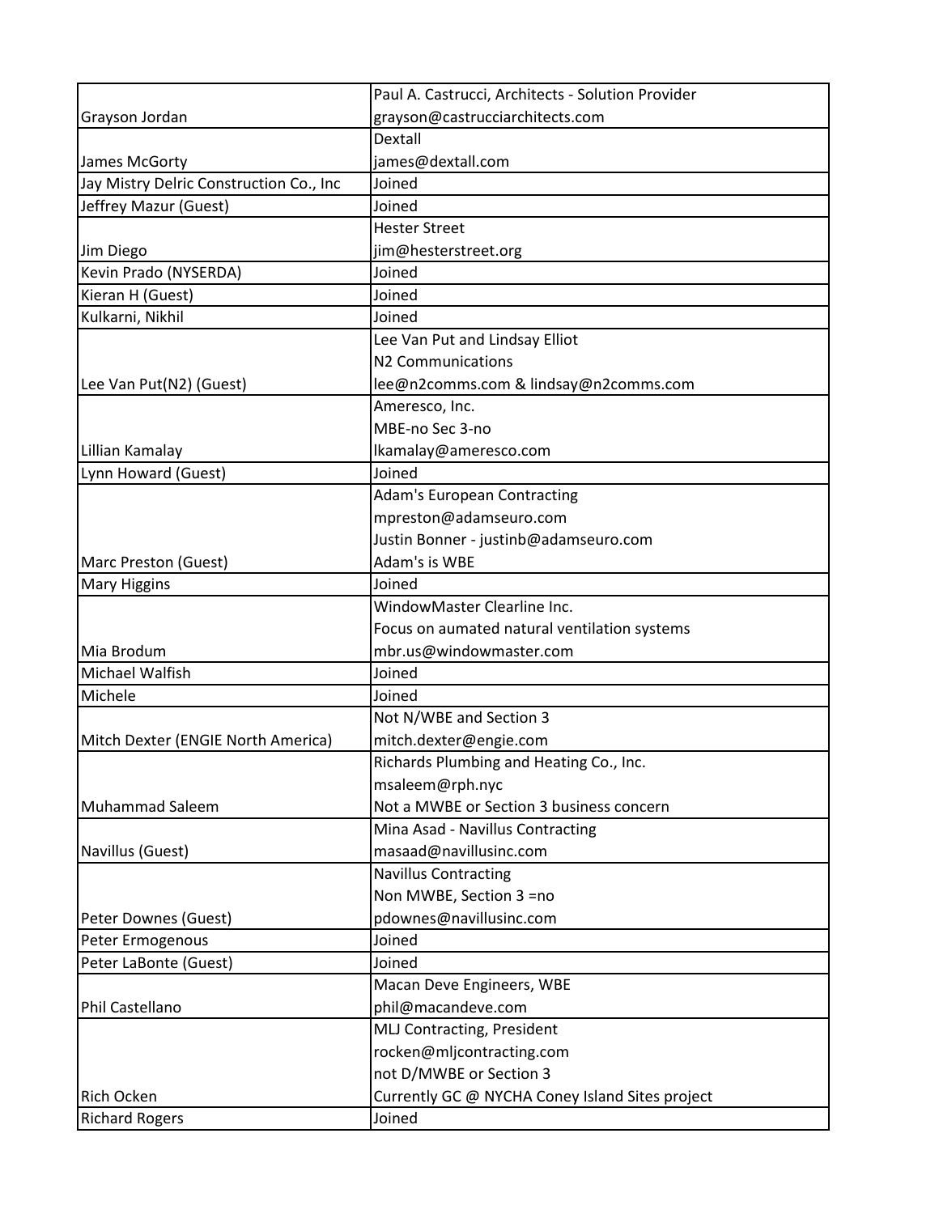| | |
|---|---|
| Grayson Jordan | Paul A. Castrucci, Architects - Solution Provider<br>grayson@castrucciarchitects.com |
| James McGorty | Dextall<br>james@dextall.com |
| Jay Mistry Delric Construction Co., Inc | Joined |
| Jeffrey Mazur (Guest) | Joined |
| Jim Diego | Hester Street<br>jim@hesterstreet.org |
| Kevin Prado (NYSERDA) | Joined |
| Kieran H (Guest) | Joined |
| Kulkarni, Nikhil | Joined |
| Lee Van Put(N2) (Guest) | Lee Van Put and Lindsay Elliot<br>N2 Communications<br>lee@n2comms.com & lindsay@n2comms.com |
| Lillian Kamalay | Ameresco, Inc.<br>MBE-no Sec 3-no<br>lkamalay@ameresco.com |
| Lynn Howard (Guest) | Joined |
| Marc Preston (Guest) | Adam's European Contracting<br>mpreston@adamseuro.com<br>Justin Bonner - justinb@adamseuro.com<br>Adam's is WBE |
| Mary Higgins | Joined |
| Mia Brodum | WindowMaster Clearline Inc.<br>Focus on aumated natural ventilation systems<br>mbr.us@windowmaster.com |
| Michael Walfish | Joined |
| Michele | Joined |
| Mitch Dexter (ENGIE North America) | Not N/WBE and Section 3<br>mitch.dexter@engie.com |
| Muhammad Saleem | Richards Plumbing and Heating Co., Inc.<br>msaleem@rph.nyc<br>Not a MWBE or Section 3 business concern |
| Navillus (Guest) | Mina Asad - Navillus Contracting<br>masaad@navillusinc.com |
| Peter Downes (Guest) | Navillus Contracting<br>Non MWBE, Section 3 =no<br>pdownes@navillusinc.com |
| Peter Ermogenous | Joined |
| Peter LaBonte (Guest) | Joined |
| Phil Castellano | Macan Deve Engineers, WBE<br>phil@macandeve.com |
| Rich Ocken | MLJ Contracting, President<br>rocken@mljcontracting.com<br>not D/MWBE or Section 3<br>Currently GC @ NYCHA Coney Island Sites project |
| Richard Rogers | Joined |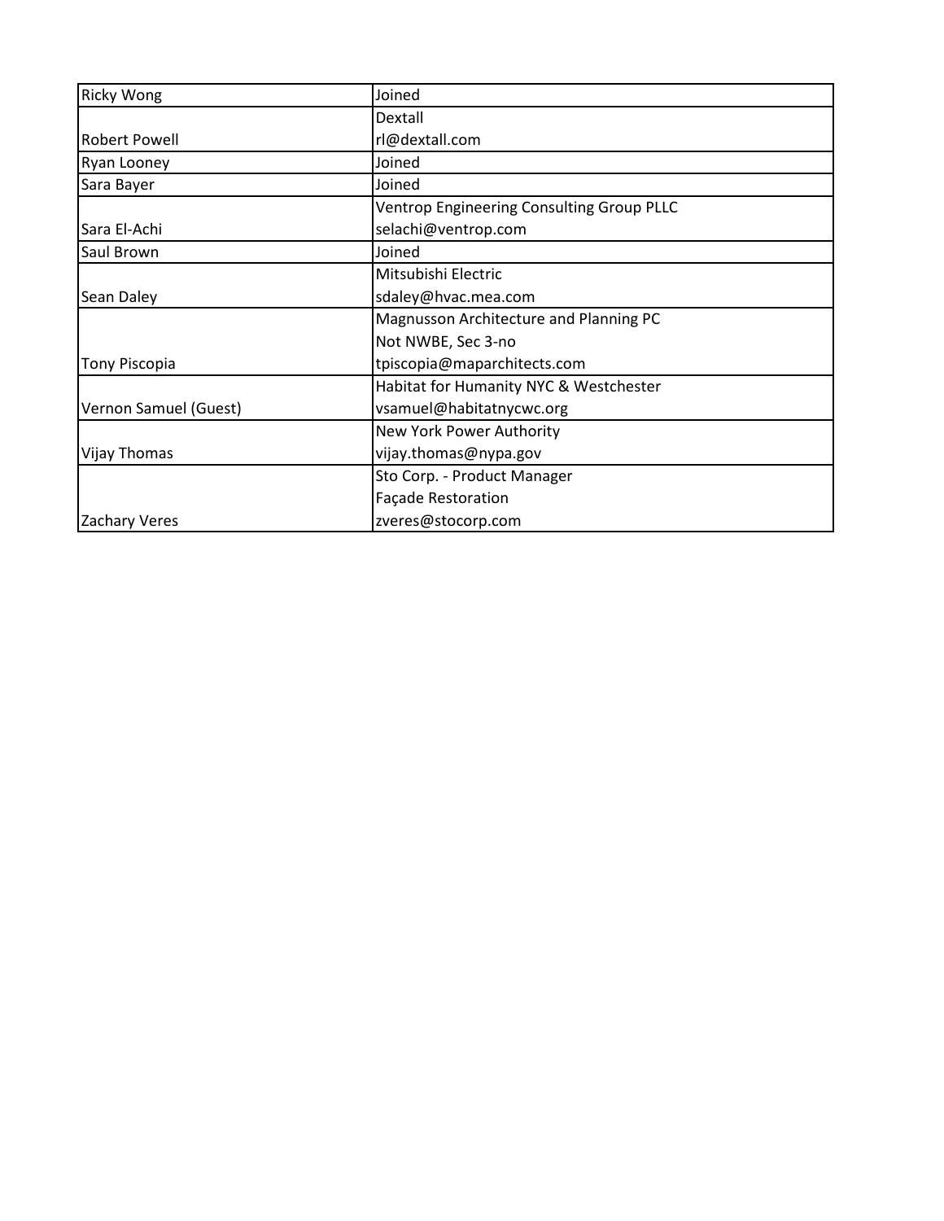| | |
|---|---|
| Ricky Wong | Joined |
| Robert Powell | Dextall<br>rl@dextall.com |
| Ryan Looney | Joined |
| Sara Bayer | Joined |
| Sara El-Achi | Ventrop Engineering Consulting Group PLLC<br>selachi@ventrop.com |
| Saul Brown | Joined |
| Sean Daley | Mitsubishi Electric<br>sdaley@hvac.mea.com |
| Tony Piscopia | Magnusson Architecture and Planning PC<br>Not NWBE, Sec 3-no<br>tpiscopia@maparchitects.com |
| Vernon Samuel (Guest) | Habitat for Humanity NYC & Westchester<br>vsamuel@habitatnycwc.org |
| Vijay Thomas | New York Power Authority<br>vijay.thomas@nypa.gov |
| Zachary Veres | Sto Corp. - Product Manager<br>Façade Restoration<br>zveres@stocorp.com |